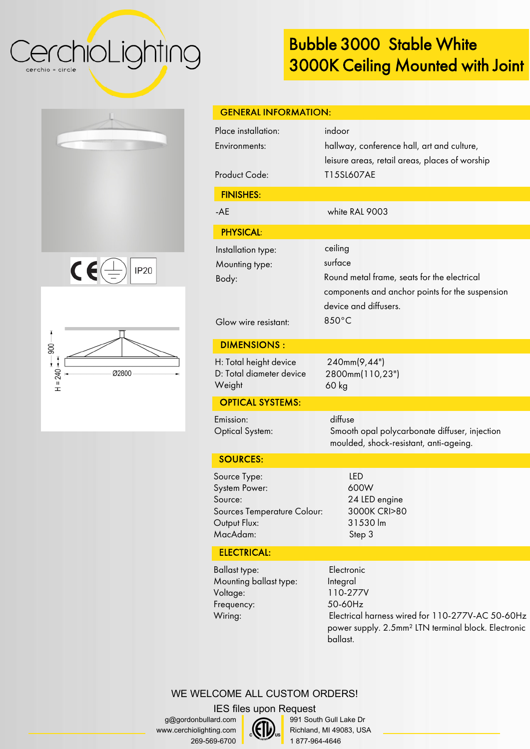# Bubble 3000 Stable White 3000K Ceiling Mounted with Joint

CE | IP20

900

H = 240

Ø2800

## GENERAL INFORMATION:

| | |
|---|---|
| Place installation: | indoor |
| Environments: | hallway, conference hall, art and culture, leisure areas, retail areas, places of worship |
| Product Code: | T15SL607AE |

## FINISHES:

| | |
|---|---|
| -AE | white RAL 9003 |

## PHYSICAL:

| | |
|---|---|
| Installation type: | ceiling |
| Mounting type: | surface |
| Body: | Round metal frame, seats for the electrical components and anchor points for the suspension device and diffusers. |
| Glow wire resistant: | 850°C |

## DIMENSIONS :

| | |
|---|---|
| H: Total height device | 240mm(9,44") |
| D: Total diameter device | 2800mm(110,23") |
| Weight | 60 kg |

## OPTICAL SYSTEMS:

| | |
|---|---|
| Emission: | diffuse |
| Optical System: | Smooth opal polycarbonate diffuser, injection moulded, shock-resistant, anti-ageing. |

## SOURCES:

| | |
|---|---|
| Source Type: | LED |
| System Power: | 600W |
| Source: | 24 LED engine |
| Sources Temperature Colour: | 3000K CRI>80 |
| Output Flux: | 31530 lm |
| MacAdam: | Step 3 |

## ELECTRICAL:

| | |
|---|---|
| Ballast type: | Electronic |
| Mounting ballast type: | Integral |
| Voltage: | 110-277V |
| Frequency: | 50-60Hz |
| Wiring: | Electrical harness wired for 110-277V-AC 50-60Hz power supply. 2.5mm² LTN terminal block. Electronic ballast. |

WE WELCOME ALL CUSTOM ORDERS!

IES files upon Request

g@gordonbullard.com
www.cerchiolighting.com
269-569-6700

991 South Gull Lake Dr
Richland, MI 49083, USA
1 877-964-4646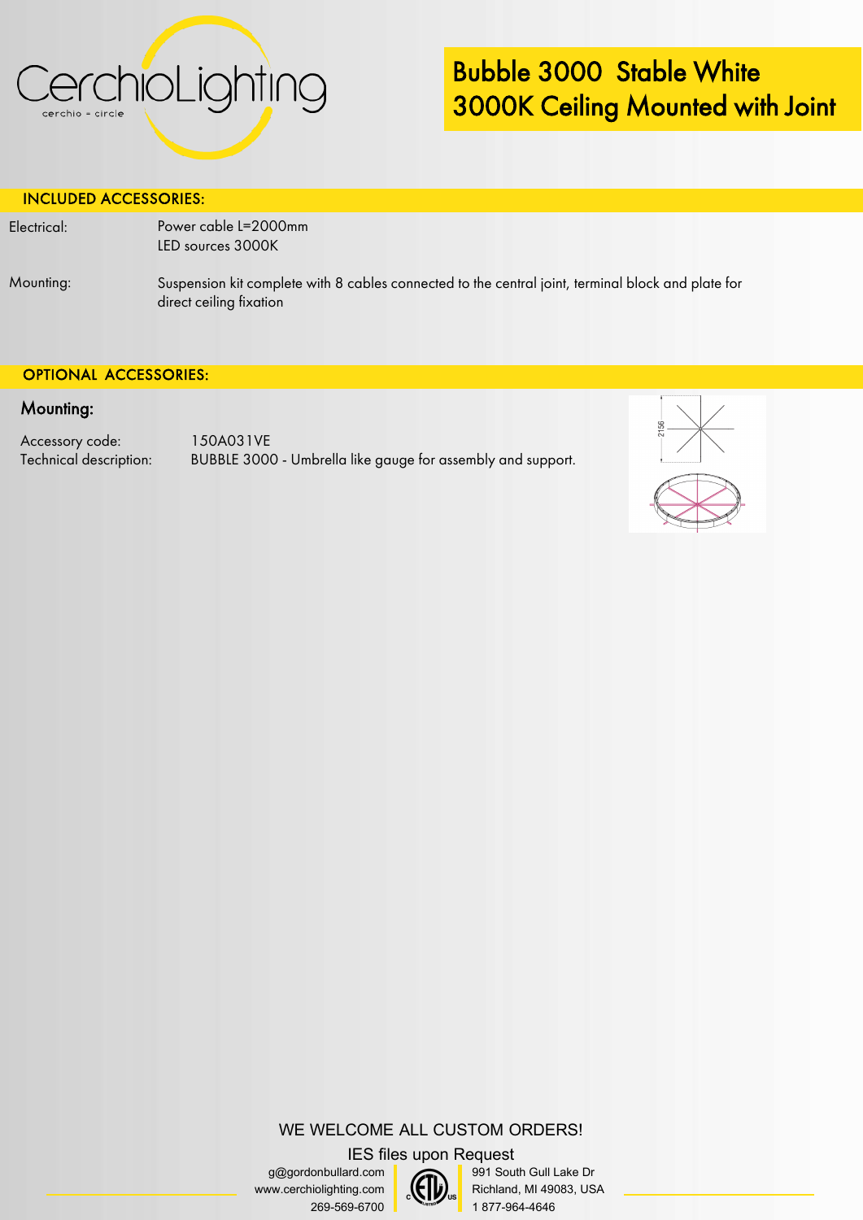# Bubble 3000 Stable White 3000K Ceiling Mounted with Joint

## INCLUDED ACCESSORIES:

| | |
|---|---|
| Electrical: | Power cable L=2000mm<br>LED sources 3000K |
| Mounting: | Suspension kit complete with 8 cables connected to the central joint, terminal block and plate for direct ceiling fixation |

## OPTIONAL ACCESSORIES:

### Mounting:

| | |
|---|---|
| Accessory code: | 150A031VE |
| Technical description: | BUBBLE 3000 - Umbrella like gauge for assembly and support. |

2156

WE WELCOME ALL CUSTOM ORDERS!

IES files upon Request

g@gordonbullard.com
www.cerchiolighting.com
269-569-6700

991 South Gull Lake Dr
Richland, MI 49083, USA
1 877-964-4646